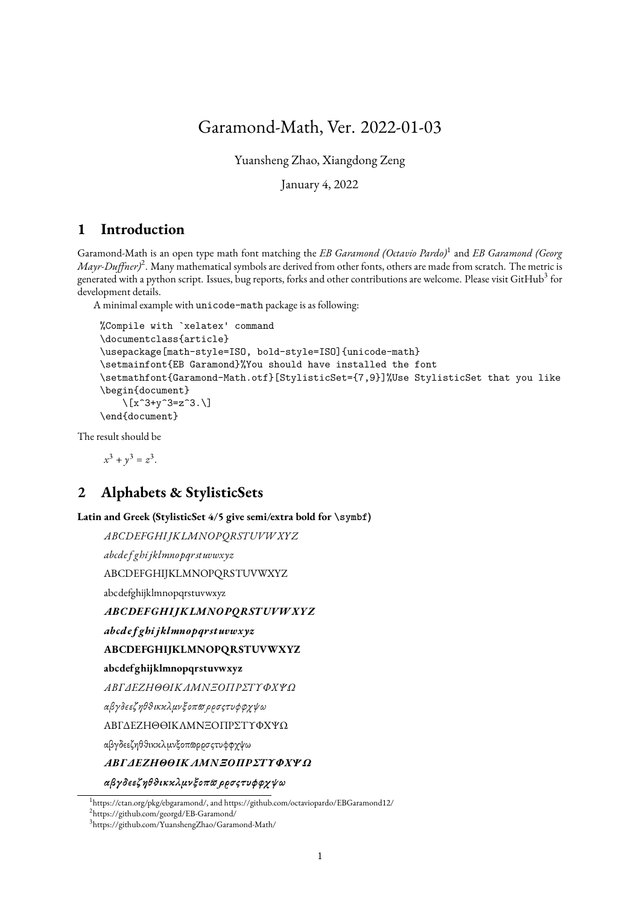# Garamond-Math, Ver. 2022-01-03

Yuansheng Zhao, Xiangdong Zeng

January 4, 2022

## 1 Introduction

Garamond-Math is an open type math font matching the *EB Garamond (Octavio Pardo)*[1] and *EB Garamond (Georg Mayr-Duffner)*[2]. Many mathematical symbols are derived from other fonts, others are made from scratch. The metric is generated with a python script. Issues, bug reports, forks and other contributions are welcome. Please visit GitHub[3] for development details.

A minimal example with `unicode-math` package is as following:

```
%Compile with `xelatex' command
\documentclass{article}
\usepackage[math-style=ISO, bold-style=ISO]{unicode-math}
\setmainfont{EB Garamond}%You should have installed the font
\setmathfont{Garamond-Math.otf}[StylisticSet={7,9}]%Use StylisticSet that you like
\begin{document}
    \[x^3+y^3=z^3.\]
\end{document}
```

The result should be

$$x^3 + y^3 = z^3.$$

## 2 Alphabets & StylisticSets

**Latin and Greek (StylisticSet 4/5 give semi/extra bold for `\symbf`)**

*ABCDEFGHIJKLMNOPQRSTUVWXYZ*

*abcdefghijklmnopqrstuvwxyz*

ABCDEFGHIJKLMNOPQRSTUVWXYZ

abcdefghijklmnopqrstuvwxyz

***ABCDEFGHIJKLMNOPQRSTUVWXYZ***

***abcdefghijklmnopqrstuvwxyz***

**ABCDEFGHIJKLMNOPQRSTUVWXYZ**

**abcdefghijklmnopqrstuvwxyz**

*ΑΒΓΔΕΖΗΘϴΙΚΛΜΝΞΟΠΡΣΤΥΦΧΨΩ*

*αβγδεϵζηθϑικϰλμνξοπϖρϱσςτυϕφχψω*

ΑΒΓΔΕΖΗΘϴΙΚΛΜΝΞΟΠΡΣΤΥΦΧΨΩ

αβγδεϵζηθϑικϰλμνξοπϖρϱσςτυϕφχψω

***ΑΒΓΔΕΖΗΘϴΙΚΛΜΝΞΟΠΡΣΤΥΦΧΨΩ***

***αβγδεϵζηθϑικϰλμνξοπϖρϱσςτυϕφχψω***

---

[1] https://ctan.org/pkg/ebgaramond/, and https://github.com/octaviopardo/EBGaramond12/

[2] https://github.com/georgd/EB-Garamond/

[3] https://github.com/YuanshengZhao/Garamond-Math/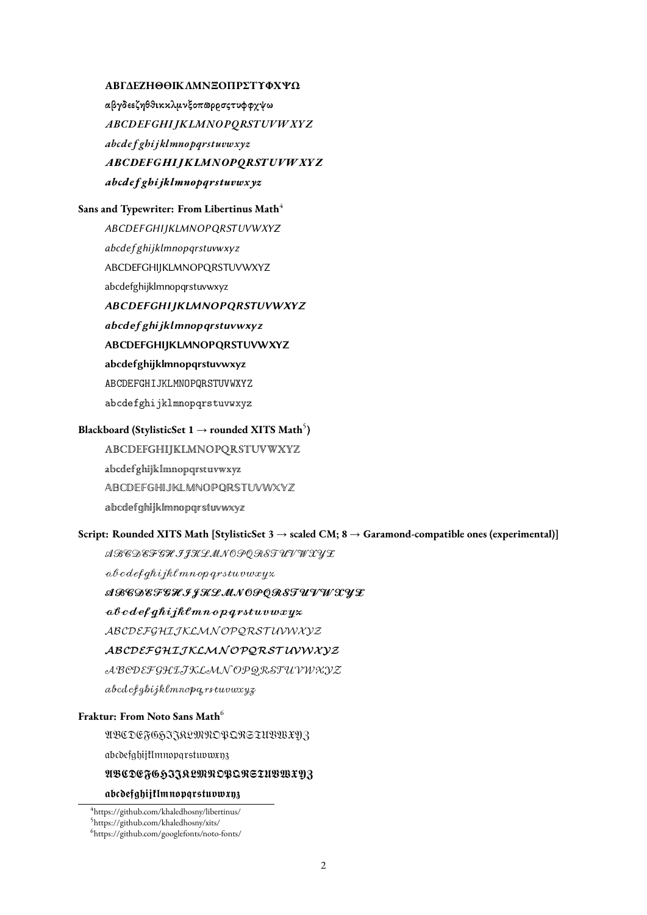ΑΒΓΔΕΖΗΘΘΙΚΛΜΝΞΟΠΡΣΤΥΦΧΨΩ

αβγδεεζηθϑικϰλμνξοπϖρϱσςτυϕφχψω

*ABCDEFGHIJKLMNOPQRSTUVWXYZ*

*abcdefghijklmnopqrstuvwxyz*

***ABCDEFGHIJKLMNOPQRSTUVWXYZ***

***abcdefghijklmnopqrstuvwxyz***

**Sans and Typewriter: From Libertinus Math**[4]

*ABCDEFGHIJKLMNOPQRSTUVWXYZ*

*abcdefghijklmnopqrstuvwxyz*

ABCDEFGHIJKLMNOPQRSTUVWXYZ

abcdefghijklmnopqrstuvwxyz

***ABCDEFGHIJKLMNOPQRSTUVWXYZ***

***abcdefghijklmnopqrstuvwxyz***

**ABCDEFGHIJKLMNOPQRSTUVWXYZ**

**abcdefghijklmnopqrstuvwxyz**

`ABCDEFGHIJKLMNOPQRSTUVWXYZ`

`abcdefghijklmnopqrstuvwxyz`

**Blackboard (StylisticSet 1 → rounded XITS Math**[5]**)**

ABCDEFGHIJKLMNOPQRSTUVWXYZ

abcdefghijklmnopqrstuvwxyz

ABCDEFGHIJKLMNOPQRSTUVWXYZ

abcdefghijklmnopqrstuvwxyz

**Script: Rounded XITS Math [StylisticSet 3 → scaled CM; 8 → Garamond-compatible ones (experimental)]**

ABCDEFGHIJKLMNOPQRSTUVWXYZ

abcdefghijklmnopqrstuvwxyz

**ABCDEFGHIJKLMNOPQRSTUVWXYZ**

**abcdefghijklmnopqrstuvwxyz**

ABCDEFGHIJKLMNOPQRSTUVWXYZ

**ABCDEFGHIJKLMNOPQRSTUVWXYZ**

ABCDEFGHIJKLMNOPQRSTUVWXYZ

abcdefghijklmnopqrstuvwxyz

**Fraktur: From Noto Sans Math**[6]

ABCDEFGHIJKLMNOPQRSTUVWXYZ

abcdefghijklmnopqrstuvwxyz

**ABCDEFGHIJKLMNOPQRSTUVWXYZ**

**abcdefghijklmnopqrstuvwxyz**

---

[4] https://github.com/khaledhosny/libertinus/

[5] https://github.com/khaledhosny/xits/

[6] https://github.com/googlefonts/noto-fonts/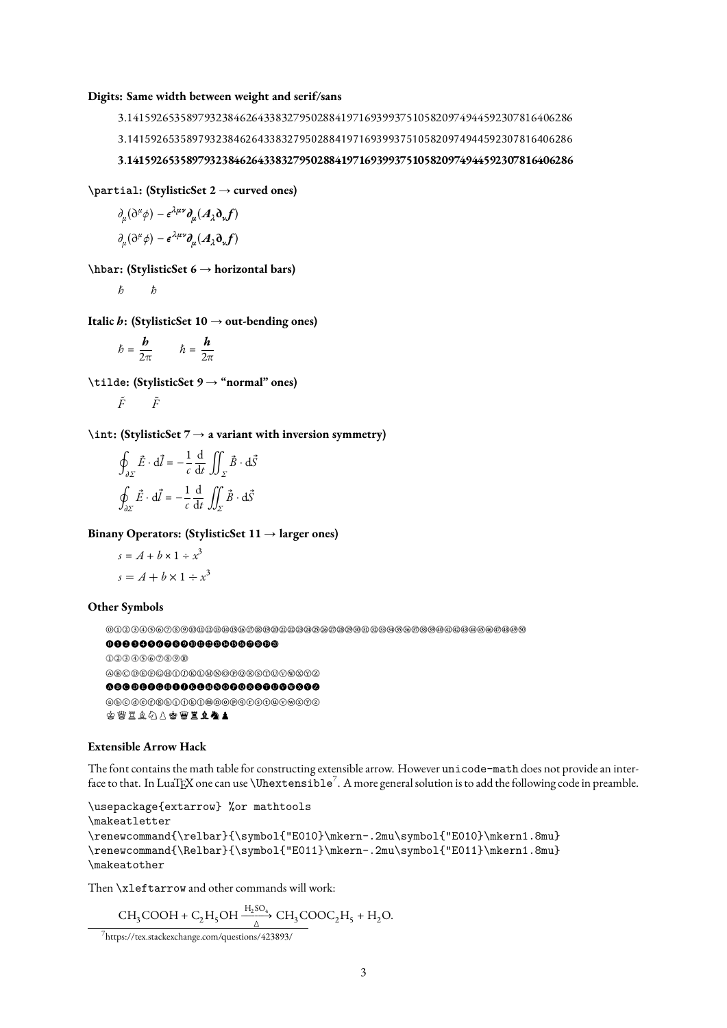**Digits: Same width between weight and serif/sans**

3.1415926535897932384626433832795028841971693993751058209749445923078164062​86

3.1415926535897932384626433832795028841971693993751058209749445923078164062​86

**3.1415926535897932384626433832795028841971693993751058209749445923078164062​86**

**`\partial`: (StylisticSet 2 → curved ones)**

$$\partial_\mu(\partial^\mu\phi) - \epsilon^{\lambda\mu\nu}\boldsymbol{\partial}_{\boldsymbol{\mu}}(\boldsymbol{A}_{\boldsymbol{\lambda}}\boldsymbol{\partial}_{\boldsymbol{\nu}}\boldsymbol{f})$$

$$\partial_\mu(\partial^\mu\phi) - \epsilon^{\lambda\mu\nu}\boldsymbol{\partial}_{\boldsymbol{\mu}}(\boldsymbol{A}_{\boldsymbol{\lambda}}\boldsymbol{\partial}_{\boldsymbol{\nu}}\boldsymbol{f})$$

**`\hbar`: (StylisticSet 6 → horizontal bars)**

$\hbar \qquad \hbar$

**Italic *h*: (StylisticSet 10 → out-bending ones)**

$$\hbar = \frac{\boldsymbol{h}}{2\pi} \qquad \hbar = \frac{\boldsymbol{h}}{2\pi}$$

**`\tilde`: (StylisticSet 9 → "normal" ones)**

$\tilde{F} \qquad \tilde{F}$

**`\int`: (StylisticSet 7 → a variant with inversion symmetry)**

$$\oint_{\partial\Sigma} \vec{E}\cdot \mathrm{d}\vec{l} = -\frac{1}{c}\frac{\mathrm{d}}{\mathrm{d}t}\iint_{\Sigma}\vec{B}\cdot\mathrm{d}\vec{S}$$

$$\oint_{\partial\Sigma} \vec{E}\cdot \mathrm{d}\vec{l} = -\frac{1}{c}\frac{\mathrm{d}}{\mathrm{d}t}\iint_{\Sigma}\vec{B}\cdot\mathrm{d}\vec{S}$$

**Binany Operators: (StylisticSet 11 → larger ones)**

$s = A + b \times 1 \div x^3$

$s = A + b \times 1 \div x^3$

**Other Symbols**

⓪①②③④⑤⑥⑦⑧⑨⑩⑪⑫⑬⑭⑮⑯⑰⑱⑲⑳㉑㉒㉓㉔㉕㉖㉗㉘㉙㉚㉛㉜㉝㉞㉟㊱㊲㊳㊴㊵㊶㊷㊸㊹㊺㊻㊼㊽㊾㊿

⓿❶❷❸❹❺❻❼❽❾❿⓫⓬⓭⓮⓯⓰⓱⓲⓳⓴

⓵⓶⓷⓸⓹⓺⓻⓼⓽⓾

ⒶⒷⒸⒹⒺⒻⒼⒽⒾⒿⓀⓁⓂⓃⓄⓅⓆⓇⓈⓉⓊⓋⓌⓍⓎⓏ

🅐🅑🅒🅓🅔🅕🅖🅗🅘🅙🅚🅛🅜🅝🅞🅟🅠🅡🅢🅣🅤🅥🅦🅧🅨🅩

ⓐⓑⓒⓓⓔⓕⓖⓗⓘⓙⓚⓛⓜⓝⓞⓟⓠⓡⓢⓣⓤⓥⓦⓧⓨⓩ

♔♕♖♗♘♙♚♛♜♝♞♟

### Extensible Arrow Hack

The font contains the math table for constructing extensible arrow. However `unicode-math` does not provide an interface to that. In LuaTEX one can use `\Uhextensible`[7]. A more general solution is to add the following code in preamble.

```
\usepackage{extarrow} %or mathtools
\makeatletter
\renewcommand{\relbar}{\symbol{"E010}\mkern-.2mu\symbol{"E010}\mkern1.8mu}
\renewcommand{\Relbar}{\symbol{"E011}\mkern-.2mu\symbol{"E011}\mkern1.8mu}
\makeatother
```

Then `\xleftarrow` and other commands will work:

$$\mathrm{CH_3COOH} + \mathrm{C_2H_5OH} \xrightarrow[\Delta]{\mathrm{H_2SO_4}} \mathrm{CH_3COOC_2H_5} + \mathrm{H_2O}.$$

[7] https://tex.stackexchange.com/questions/423893/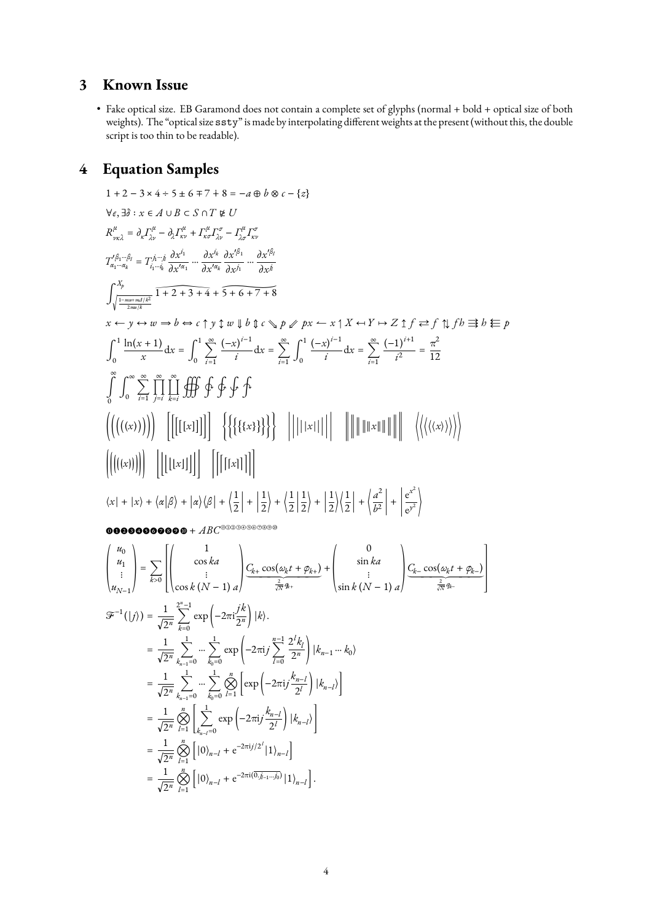# 3 Known Issue

- Fake optical size. EB Garamond does not contain a complete set of glyphs (normal + bold + optical size of both weights). The "optical size ssty" is made by interpolating different weights at the present (without this, the double script is too thin to be readable).

# 4 Equation Samples

$$1+2-3\times 4\div 5\pm 6\mp 7+8=-a\oplus b\otimes c-\{z\}$$

$$\forall\varepsilon,\exists\eth : x\in A\cup B\subset S\cap T\ntrianglerighteq U$$

$$R^{\mu}_{\nu\kappa\lambda}=\partial_\kappa\Gamma^{\mu}_{\lambda\nu}-\partial_\lambda\Gamma^{\mu}_{\kappa\nu}+\Gamma^{\mu}_{\kappa\sigma}\Gamma^{\sigma}_{\lambda\nu}-\Gamma^{\mu}_{\lambda\sigma}\Gamma^{\sigma}_{\kappa\nu}$$

$$T'^{\beta_1\cdots\beta_l}_{\alpha_1\cdots\alpha_k}=T^{j_1\cdots j_l}_{i_1\cdots i_k}\frac{\partial x^{i_1}}{\partial x'^{\alpha_1}}\cdots\frac{\partial x^{i_k}}{\partial x'^{\alpha_k}}\frac{\partial x'^{\beta_1}}{\partial x^{j_1}}\cdots\frac{\partial x'^{\beta_l}}{\partial x^{j_l}}$$

$$\int_{\sqrt{\frac{1-mu+md/k^2}{2mu/k}}}^{X_p}\widehat{1+2+3+4}+\widetilde{5+6+7+8}$$

$$x\leftarrow y\leftrightarrow w\Rightarrow b\Leftrightarrow c\uparrow y\updownarrow w\Downarrow b\Updownarrow c\searrow p\nearrow px\leftarrow x\upharpoonleft X\leftarrowtail Y\mapsto Z\upuparrows f\rightleftarrows f\upharpoonleft\downharpoonright fh\Rrightarrow h\Lleftarrow p$$

$$\int_0^1\frac{\ln(x+1)}{x}\mathrm{d}x=\int_0^1\sum_{i=1}^{\infty}\frac{(-x)^{i-1}}{i}\mathrm{d}x=\sum_{i=1}^{\infty}\int_0^1\frac{(-x)^{i-1}}{i}\mathrm{d}x=\sum_{i=1}^{\infty}\frac{(-1)^{i+1}}{i^2}=\frac{\pi^2}{12}$$

$$\int\limits_0^\infty\int_0^\infty\sum_{i=1}^{\infty}\prod_{j=i}^{\infty}\coprod_{k=i}^{\infty}\oiiint\oint\oint\oint\oint$$

$$\left(\left(\left(\left((x)\right)\right)\right)\right)\quad\left[\left[\left[[x]\right]\right]\right]\quad\left\{\left\{\left\{\{x\}\right\}\right\}\right\}\quad\left|\left|\left||x|\right|\right|\right|\quad\left\|\left\|\left\|\|x\|\right\|\right\|\right\|\quad\left\langle\left\langle\left\langle\langle x\rangle\right\rangle\right\rangle\right\rangle$$

$$\left(\left(\left(\left((x)\right)\right)\right)\right)\quad\left\lfloor\left\lfloor\left\lfloor\lfloor x\rfloor\right\rfloor\right\rfloor\right\rfloor\quad\left\lceil\left\lceil\left\lceil\lceil x\rceil\right\rceil\right\rceil\right\rceil$$

$$\langle x|+|x\rangle+\langle\alpha|\beta\rangle+|\alpha\rangle\langle\beta|+\left\langle\frac{1}{2}\right|+\left|\frac{1}{2}\right\rangle+\left\langle\frac{1}{2}\middle|\frac{1}{2}\right\rangle+\left|\frac{1}{2}\right\rangle\left\langle\frac{1}{2}\right|+\left\langle\frac{a^2}{b^2}\right|+\left|\frac{\mathrm{e}^{x^2}}{\mathrm{e}^{y^2}}\right\rangle$$

➊➋➌➍➎➏➐➑➒➓⓿ $+\ ABC^{⓪①②③④⑤⑥⑦⑧⑨}$

$$\begin{pmatrix}u_0\\u_1\\\vdots\\u_{N-1}\end{pmatrix}=\sum_{k>0}\left[\begin{pmatrix}1\\\cos ka\\\vdots\\\cos k\,(N-1)\,a\end{pmatrix}\underbrace{C_{k+}\cos(\omega_k t+\varphi_{k+})}_{\frac{2}{\sqrt{N}}q_{k+}}+\begin{pmatrix}0\\\sin ka\\\vdots\\\sin k\,(N-1)\,a\end{pmatrix}\underbrace{C_{k-}\cos(\omega_k t+\varphi_{k-})}_{\frac{2}{\sqrt{N}}q_{k-}}\right]$$

$$\begin{aligned}
\mathscr{F}^{-1}(|j\rangle)&=\frac{1}{\sqrt{2^n}}\sum_{k=0}^{2^n-1}\exp\left(-2\pi\mathrm{i}\frac{jk}{2^n}\right)|k\rangle.\\
&=\frac{1}{\sqrt{2^n}}\sum_{k_{n-1}=0}^{1}\cdots\sum_{k_0=0}^{1}\exp\left(-2\pi\mathrm{i}j\sum_{l=0}^{n-1}\frac{2^l k_l}{2^n}\right)|k_{n-1}\cdots k_0\rangle\\
&=\frac{1}{\sqrt{2^n}}\sum_{k_{n-1}=0}^{1}\cdots\sum_{k_0=0}^{1}\bigotimes_{l=1}^{n}\left[\exp\left(-2\pi\mathrm{i}j\frac{k_{n-l}}{2^l}\right)|k_{n-l}\rangle\right]\\
&=\frac{1}{\sqrt{2^n}}\bigotimes_{l=1}^{n}\left[\sum_{k_{n-l}=0}^{1}\exp\left(-2\pi\mathrm{i}j\frac{k_{n-l}}{2^l}\right)|k_{n-l}\rangle\right]\\
&=\frac{1}{\sqrt{2^n}}\bigotimes_{l=1}^{n}\left[|0\rangle_{n-l}+\mathrm{e}^{-2\pi\mathrm{i}j/2^l}|1\rangle_{n-l}\right]\\
&=\frac{1}{\sqrt{2^n}}\bigotimes_{l=1}^{n}\left[|0\rangle_{n-l}+\mathrm{e}^{-2\pi\mathrm{i}(\overline{0.j_{l-1}\cdots j_0})}|1\rangle_{n-l}\right].
\end{aligned}$$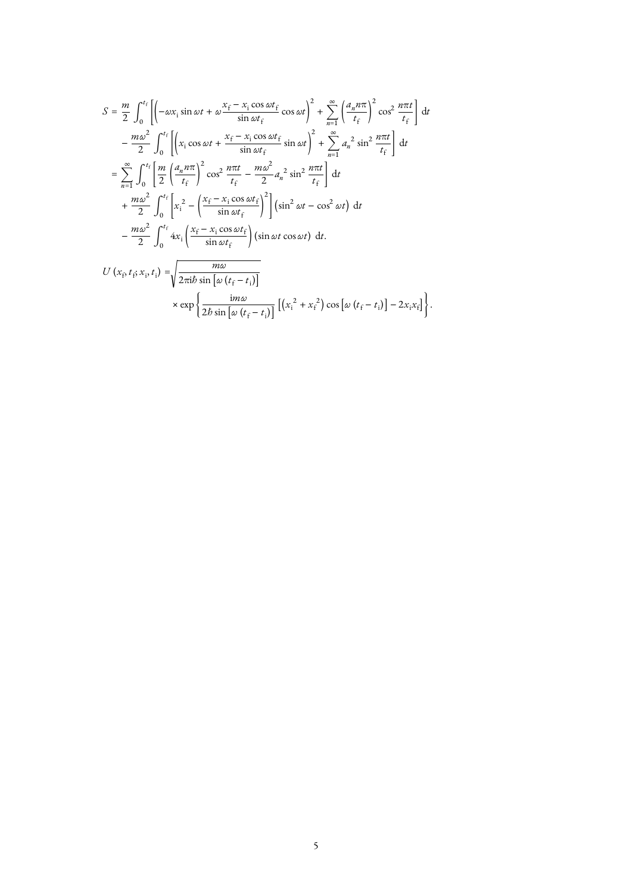$$
\begin{aligned}
S &= \frac{m}{2}\int_0^{t_\mathrm{f}}\left[\left(-\omega x_\mathrm{i}\sin\omega t + \omega\frac{x_\mathrm{f}-x_\mathrm{i}\cos\omega t_\mathrm{f}}{\sin\omega t_\mathrm{f}}\cos\omega t\right)^2 + \sum_{n=1}^{\infty}\left(\frac{a_n n\pi}{t_\mathrm{f}}\right)^2\cos^2\frac{n\pi t}{t_\mathrm{f}}\right]\mathrm{d}t \\
&\quad - \frac{m\omega^2}{2}\int_0^{t_\mathrm{f}}\left[\left(x_\mathrm{i}\cos\omega t + \frac{x_\mathrm{f}-x_\mathrm{i}\cos\omega t_\mathrm{f}}{\sin\omega t_\mathrm{f}}\sin\omega t\right)^2 + \sum_{n=1}^{\infty}{a_n}^2\sin^2\frac{n\pi t}{t_\mathrm{f}}\right]\mathrm{d}t \\
&= \sum_{n=1}^{\infty}\int_0^{t_\mathrm{f}}\left[\frac{m}{2}\left(\frac{a_n n\pi}{t_\mathrm{f}}\right)^2\cos^2\frac{n\pi t}{t_\mathrm{f}} - \frac{m\omega^2}{2}{a_n}^2\sin^2\frac{n\pi t}{t_\mathrm{f}}\right]\mathrm{d}t \\
&\quad + \frac{m\omega^2}{2}\int_0^{t_\mathrm{f}}\left[{x_\mathrm{i}}^2 - \left(\frac{x_\mathrm{f}-x_\mathrm{i}\cos\omega t_\mathrm{f}}{\sin\omega t_\mathrm{f}}\right)^2\right]\left(\sin^2\omega t - \cos^2\omega t\right)\,\mathrm{d}t \\
&\quad - \frac{m\omega^2}{2}\int_0^{t_\mathrm{f}} 4x_\mathrm{i}\left(\frac{x_\mathrm{f}-x_\mathrm{i}\cos\omega t_\mathrm{f}}{\sin\omega t_\mathrm{f}}\right)\left(\sin\omega t\cos\omega t\right)\,\mathrm{d}t.
\end{aligned}
$$

$$
\begin{aligned}
U\left(x_\mathrm{f}, t_\mathrm{f}; x_\mathrm{i}, t_\mathrm{i}\right) &= \sqrt{\frac{m\omega}{2\pi\mathrm{i}\hbar\sin\left[\omega\left(t_\mathrm{f}-t_\mathrm{i}\right)\right]}} \\
&\quad \times \exp\left\{\frac{\mathrm{i}m\omega}{2\hbar\sin\left[\omega\left(t_\mathrm{f}-t_\mathrm{i}\right)\right]}\left[\left({x_\mathrm{i}}^2+{x_\mathrm{f}}^2\right)\cos\left[\omega\left(t_\mathrm{f}-t_\mathrm{i}\right)\right] - 2x_\mathrm{i}x_\mathrm{f}\right]\right\}.
\end{aligned}
$$